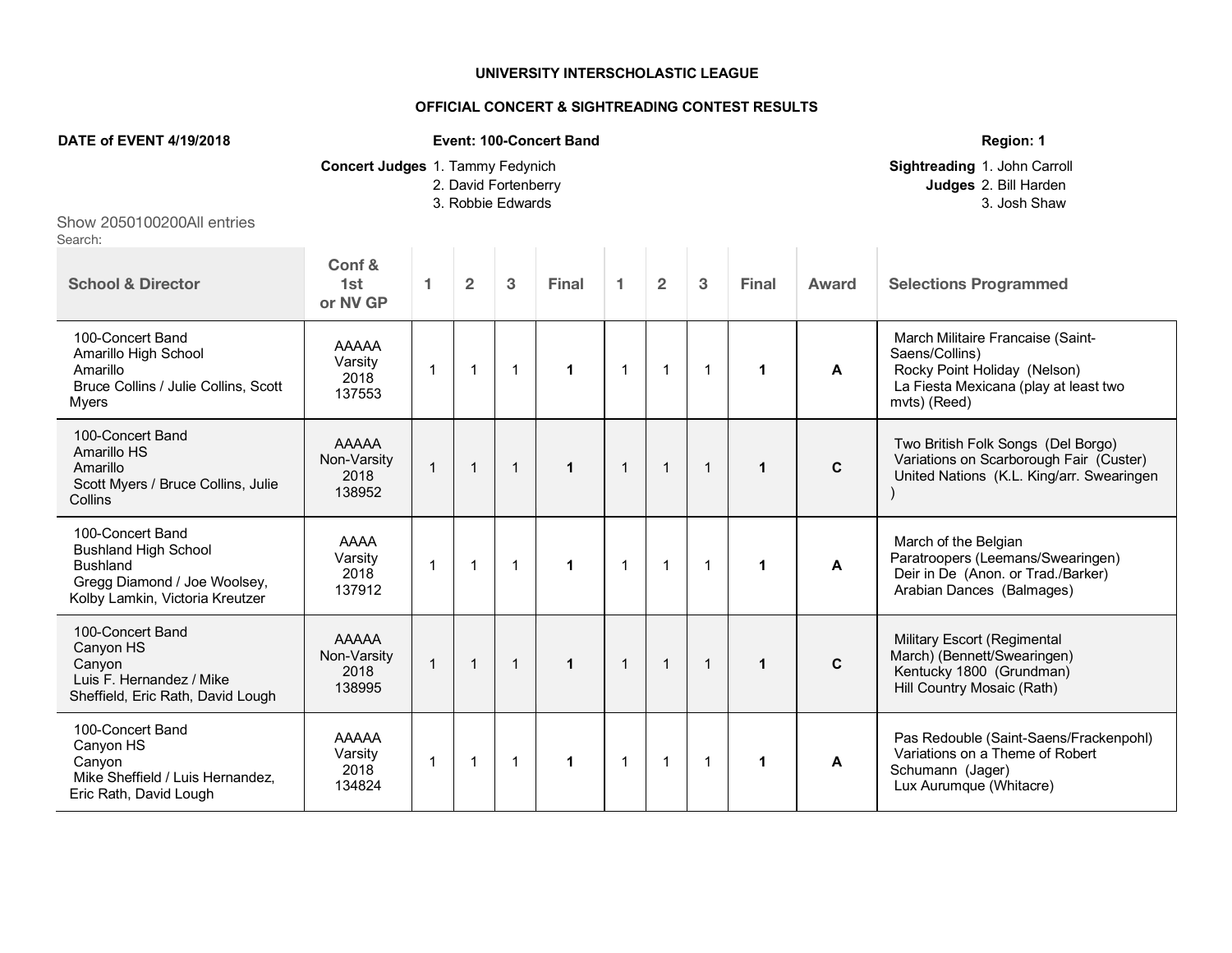**UNIVERSITY INTERSCHOLASTIC LEAGUE**

**OFFICIAL CONCERT & SIGHTREADING CONTEST RESULTS**

**DATE of EVENT 4/19/2018** | **Event: 100-Concert Band** | **Region: 1**

**Concert Judges** 1. Tammy Fedynich
2. David Fortenberry
3. Robbie Edwards

**Sightreading Judges** 1. John Carroll
2. Bill Harden
3. Josh Shaw

Show 2050100200All entries
Search:

| School & Director | Conf & 1st or NV GP | 1 | 2 | 3 | Final | 1 | 2 | 3 | Final | Award | Selections Programmed |
|---|---|---|---|---|---|---|---|---|---|---|---|
| 100-Concert Band Amarillo High School Amarillo Bruce Collins / Julie Collins, Scott Myers | AAAAA Varsity 2018 137553 | 1 | 1 | 1 | **1** | 1 | 1 | 1 | **1** | **A** | March Militaire Francaise (Saint-Saens/Collins) Rocky Point Holiday (Nelson) La Fiesta Mexicana (play at least two mvts) (Reed) |
| 100-Concert Band Amarillo HS Amarillo Scott Myers / Bruce Collins, Julie Collins | AAAAA Non-Varsity 2018 138952 | 1 | 1 | 1 | **1** | 1 | 1 | 1 | **1** | **C** | Two British Folk Songs (Del Borgo) Variations on Scarborough Fair (Custer) United Nations (K.L. King/arr. Swearingen ) |
| 100-Concert Band Bushland High School Bushland Gregg Diamond / Joe Woolsey, Kolby Lamkin, Victoria Kreutzer | AAAA Varsity 2018 137912 | 1 | 1 | 1 | **1** | 1 | 1 | 1 | **1** | **A** | March of the Belgian Paratroopers (Leemans/Swearingen) Deir in De (Anon. or Trad./Barker) Arabian Dances (Balmages) |
| 100-Concert Band Canyon HS Canyon Luis F. Hernandez / Mike Sheffield, Eric Rath, David Lough | AAAAA Non-Varsity 2018 138995 | 1 | 1 | 1 | **1** | 1 | 1 | 1 | **1** | **C** | Military Escort (Regimental March) (Bennett/Swearingen) Kentucky 1800 (Grundman) Hill Country Mosaic (Rath) |
| 100-Concert Band Canyon HS Canyon Mike Sheffield / Luis Hernandez, Eric Rath, David Lough | AAAAA Varsity 2018 134824 | 1 | 1 | 1 | **1** | 1 | 1 | 1 | **1** | **A** | Pas Redouble (Saint-Saens/Frackenpohl) Variations on a Theme of Robert Schumann (Jager) Lux Aurumque (Whitacre) |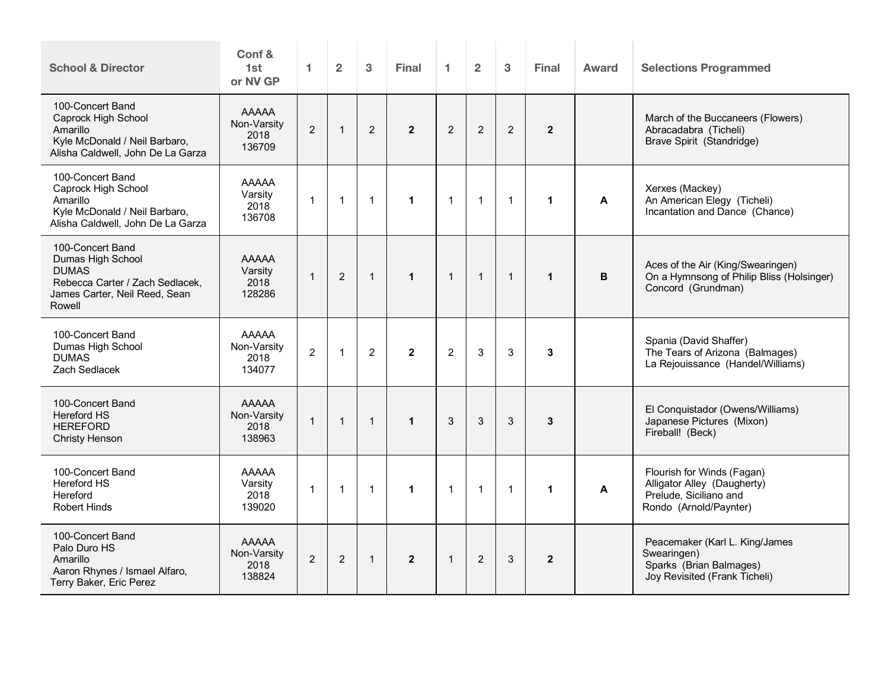| School & Director | Conf & 1st or NV GP | 1 | 2 | 3 | Final | 1 | 2 | 3 | Final | Award | Selections Programmed |
|---|---|---|---|---|---|---|---|---|---|---|---|
| 100-Concert Band<br>Caprock High School<br>Amarillo<br>Kyle McDonald / Neil Barbaro, Alisha Caldwell, John De La Garza | AAAAA<br>Non-Varsity<br>2018<br>136709 | 2 | 1 | 2 | **2** | 2 | 2 | 2 | **2** | | March of the Buccaneers (Flowers)<br>Abracadabra (Ticheli)<br>Brave Spirit (Standridge) |
| 100-Concert Band<br>Caprock High School<br>Amarillo<br>Kyle McDonald / Neil Barbaro, Alisha Caldwell, John De La Garza | AAAAA<br>Varsity<br>2018<br>136708 | 1 | 1 | 1 | **1** | 1 | 1 | 1 | **1** | **A** | Xerxes (Mackey)<br>An American Elegy (Ticheli)<br>Incantation and Dance (Chance) |
| 100-Concert Band<br>Dumas High School<br>DUMAS<br>Rebecca Carter / Zach Sedlacek, James Carter, Neil Reed, Sean Rowell | AAAAA<br>Varsity<br>2018<br>128286 | 1 | 2 | 1 | **1** | 1 | 1 | 1 | **1** | **B** | Aces of the Air (King/Swearingen)<br>On a Hymnsong of Philip Bliss (Holsinger)<br>Concord (Grundman) |
| 100-Concert Band<br>Dumas High School<br>DUMAS<br>Zach Sedlacek | AAAAA<br>Non-Varsity<br>2018<br>134077 | 2 | 1 | 2 | **2** | 2 | 3 | 3 | **3** | | Spania (David Shaffer)<br>The Tears of Arizona (Balmages)<br>La Rejouissance (Handel/Williams) |
| 100-Concert Band<br>Hereford HS<br>HEREFORD<br>Christy Henson | AAAAA<br>Non-Varsity<br>2018<br>138963 | 1 | 1 | 1 | **1** | 3 | 3 | 3 | **3** | | El Conquistador (Owens/Williams)<br>Japanese Pictures (Mixon)<br>Fireball! (Beck) |
| 100-Concert Band<br>Hereford HS<br>Hereford<br>Robert Hinds | AAAAA<br>Varsity<br>2018<br>139020 | 1 | 1 | 1 | **1** | 1 | 1 | 1 | **1** | **A** | Flourish for Winds (Fagan)<br>Alligator Alley (Daugherty)<br>Prelude, Siciliano and Rondo (Arnold/Paynter) |
| 100-Concert Band<br>Palo Duro HS<br>Amarillo<br>Aaron Rhynes / Ismael Alfaro, Terry Baker, Eric Perez | AAAAA<br>Non-Varsity<br>2018<br>138824 | 2 | 2 | 1 | **2** | 1 | 2 | 3 | **2** | | Peacemaker (Karl L. King/James Swearingen)<br>Sparks (Brian Balmages)<br>Joy Revisited (Frank Ticheli) |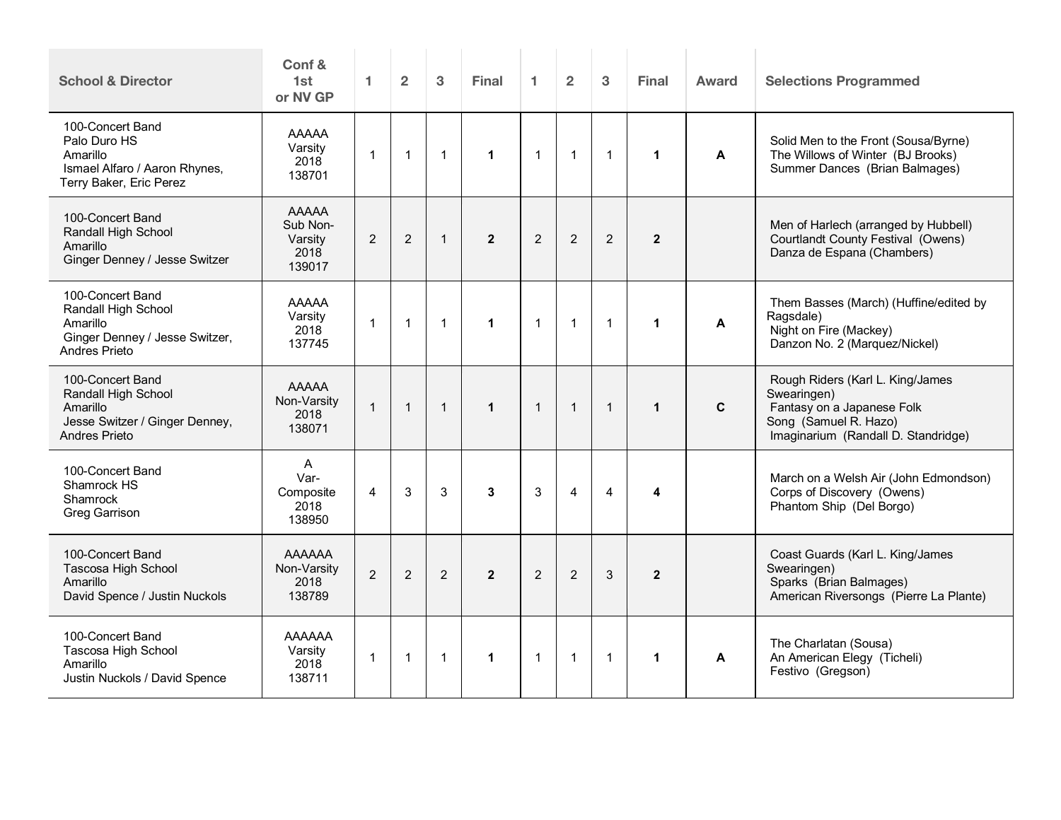| School & Director | Conf & 1st or NV GP | 1 | 2 | 3 | Final | 1 | 2 | 3 | Final | Award | Selections Programmed |
|---|---|---|---|---|---|---|---|---|---|---|---|
| 100-Concert Band<br>Palo Duro HS<br>Amarillo<br>Ismael Alfaro / Aaron Rhynes, Terry Baker, Eric Perez | AAAAA<br>Varsity<br>2018<br>138701 | 1 | 1 | 1 | **1** | 1 | 1 | 1 | **1** | **A** | Solid Men to the Front (Sousa/Byrne)<br>The Willows of Winter (BJ Brooks)<br>Summer Dances (Brian Balmages) |
| 100-Concert Band<br>Randall High School<br>Amarillo<br>Ginger Denney / Jesse Switzer | AAAAA<br>Sub Non-Varsity<br>2018<br>139017 | 2 | 2 | 1 | **2** | 2 | 2 | 2 | **2** | | Men of Harlech (arranged by Hubbell)<br>Courtlandt County Festival (Owens)<br>Danza de Espana (Chambers) |
| 100-Concert Band<br>Randall High School<br>Amarillo<br>Ginger Denney / Jesse Switzer, Andres Prieto | AAAAA<br>Varsity<br>2018<br>137745 | 1 | 1 | 1 | **1** | 1 | 1 | 1 | **1** | **A** | Them Basses (March) (Huffine/edited by Ragsdale)<br>Night on Fire (Mackey)<br>Danzon No. 2 (Marquez/Nickel) |
| 100-Concert Band<br>Randall High School<br>Amarillo<br>Jesse Switzer / Ginger Denney, Andres Prieto | AAAAA<br>Non-Varsity<br>2018<br>138071 | 1 | 1 | 1 | **1** | 1 | 1 | 1 | **1** | **C** | Rough Riders (Karl L. King/James Swearingen)<br>Fantasy on a Japanese Folk Song (Samuel R. Hazo)<br>Imaginarium (Randall D. Standridge) |
| 100-Concert Band<br>Shamrock HS<br>Shamrock<br>Greg Garrison | A<br>Var-Composite<br>2018<br>138950 | 4 | 3 | 3 | **3** | 3 | 4 | 4 | **4** | | March on a Welsh Air (John Edmondson)<br>Corps of Discovery (Owens)<br>Phantom Ship (Del Borgo) |
| 100-Concert Band<br>Tascosa High School<br>Amarillo<br>David Spence / Justin Nuckols | AAAAAA<br>Non-Varsity<br>2018<br>138789 | 2 | 2 | 2 | **2** | 2 | 2 | 3 | **2** | | Coast Guards (Karl L. King/James Swearingen)<br>Sparks (Brian Balmages)<br>American Riversongs (Pierre La Plante) |
| 100-Concert Band<br>Tascosa High School<br>Amarillo<br>Justin Nuckols / David Spence | AAAAAA<br>Varsity<br>2018<br>138711 | 1 | 1 | 1 | **1** | 1 | 1 | 1 | **1** | **A** | The Charlatan (Sousa)<br>An American Elegy (Ticheli)<br>Festivo (Gregson) |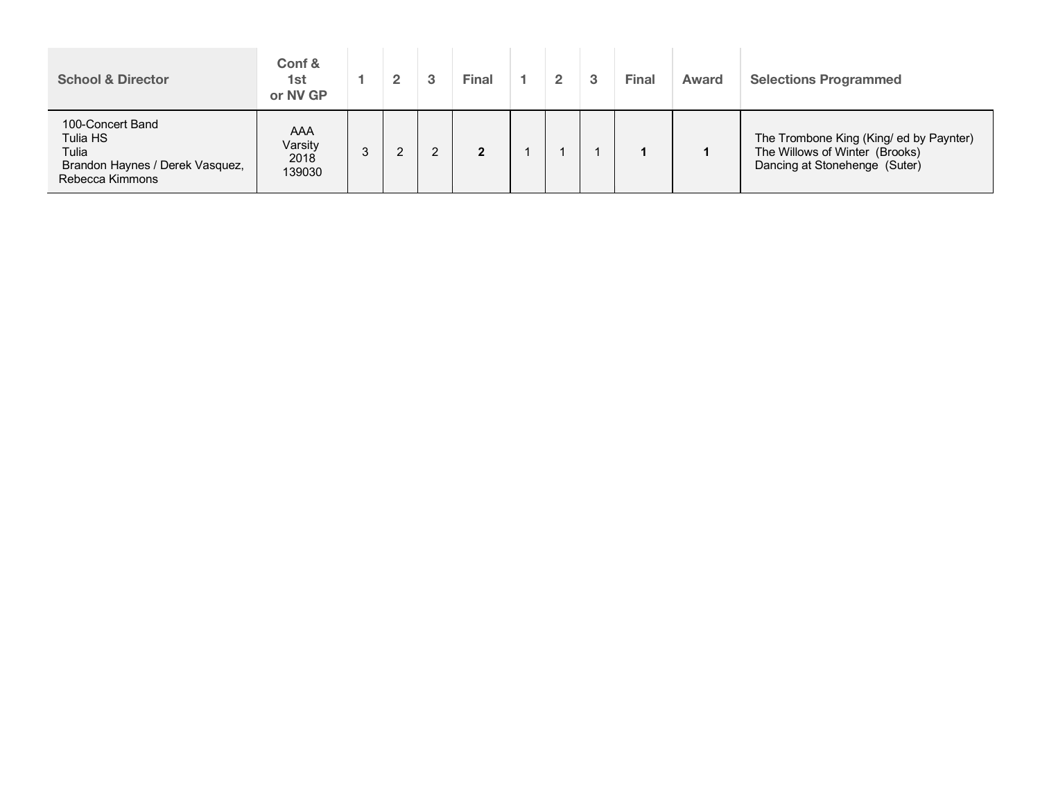| School & Director | Conf & 1st or NV GP | 1 | 2 | 3 | Final | 1 | 2 | 3 | Final | Award | Selections Programmed |
|---|---|---|---|---|---|---|---|---|---|---|---|
| 100-Concert Band<br>Tulia HS<br>Tulia<br>Brandon Haynes / Derek Vasquez, Rebecca Kimmons | AAA<br>Varsity<br>2018<br>139030 | 3 | 2 | 2 | **2** | 1 | 1 | 1 | **1** | **1** | The Trombone King (King/ ed by Paynter)<br>The Willows of Winter (Brooks)<br>Dancing at Stonehenge (Suter) |